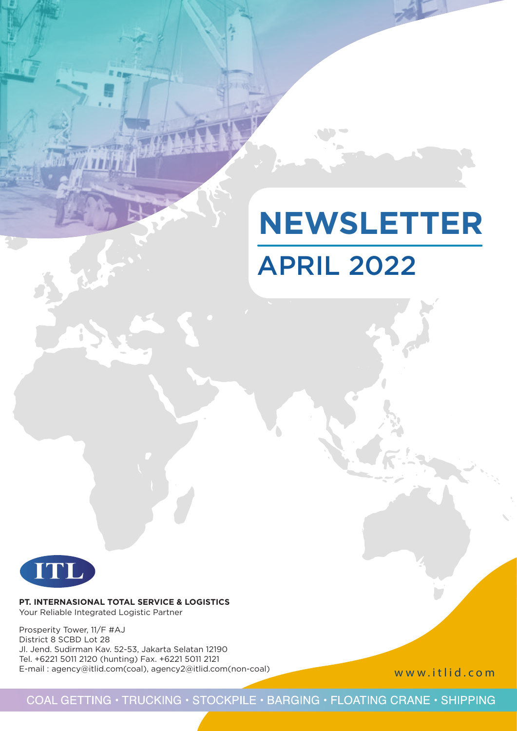# NEWSLETTER

## APRIL 2022

ITL

**PT. INTERNASIONAL TOTAL SERVICE & LOGISTICS**
Your Reliable Integrated Logistic Partner

Prosperity Tower, 11/F #AJ
District 8 SCBD Lot 28
Jl. Jend. Sudirman Kav. 52-53, Jakarta Selatan 12190
Tel. +6221 5011 2120 (hunting) Fax. +6221 5011 2121
E-mail : agency@itlid.com(coal), agency2@itlid.com(non-coal)

www.itlid.com

COAL GETTING • TRUCKING • STOCKPILE • BARGING • FLOATING CRANE • SHIPPING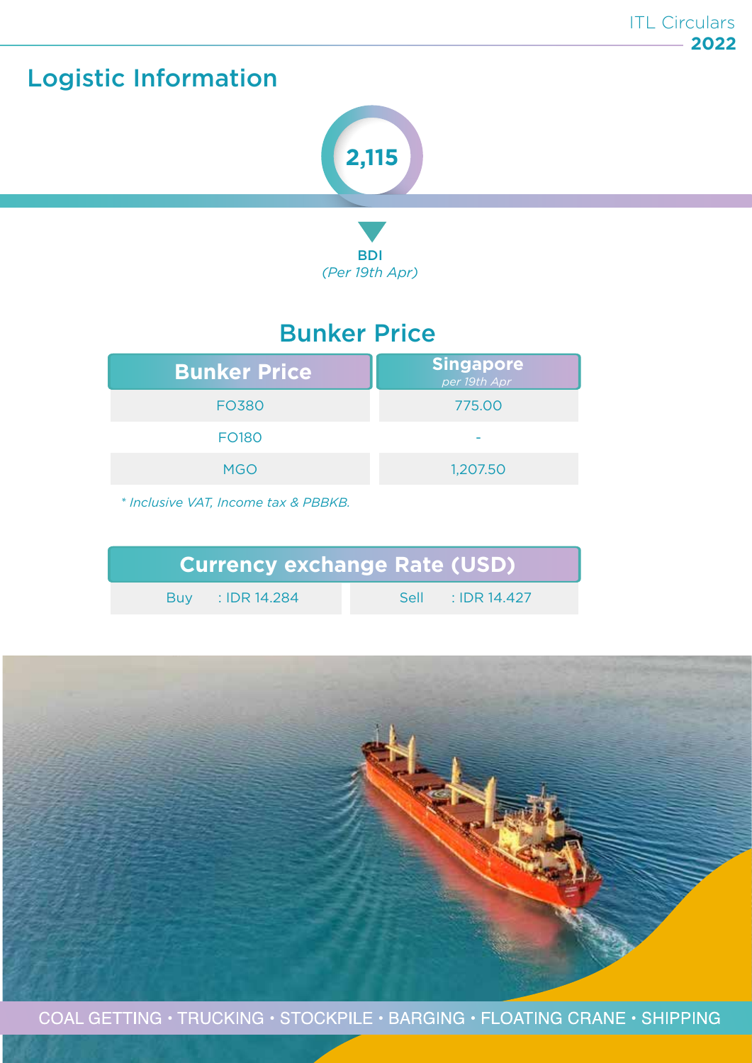# Logistic Information

**2,115**

**BDI**
*(Per 19th Apr)*

## Bunker Price

| Bunker Price | Singapore *per 19th Apr* |
|---|---|
| FO380 | 775.00 |
| FO180 | - |
| MGO | 1,207.50 |

*\* Inclusive VAT, Income tax & PBBKB.*

| Currency exchange Rate (USD) | |
|---|---|
| Buy : IDR 14.284 | Sell : IDR 14.427 |

COAL GETTING • TRUCKING • STOCKPILE • BARGING • FLOATING CRANE • SHIPPING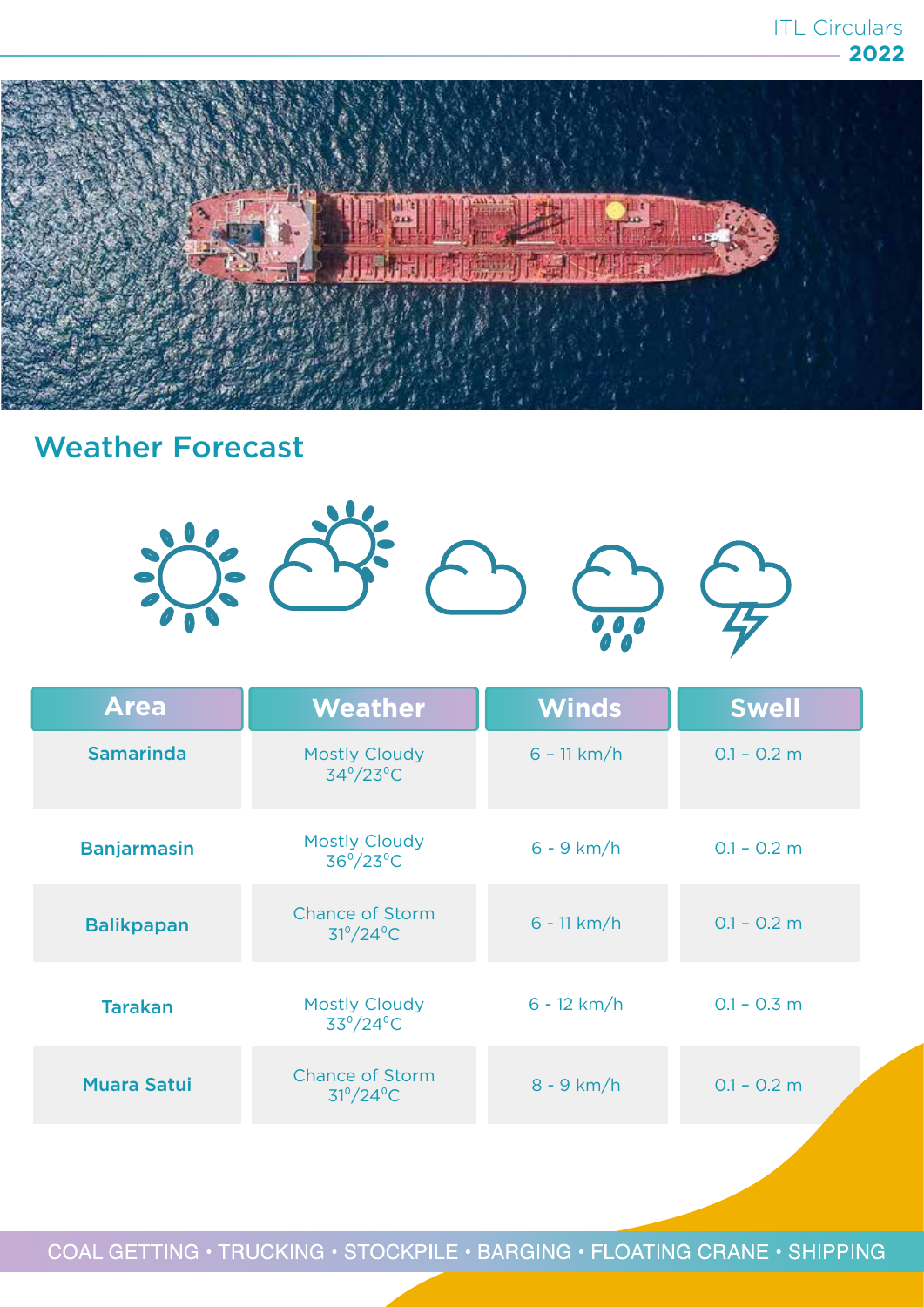## Weather Forecast

| Area | Weather | Winds | Swell |
| --- | --- | --- | --- |
| Samarinda | Mostly Cloudy 34°/23°C | 6 – 11 km/h | 0.1 – 0.2 m |
| Banjarmasin | Mostly Cloudy 36°/23°C | 6 - 9 km/h | 0.1 – 0.2 m |
| Balikpapan | Chance of Storm 31°/24°C | 6 - 11 km/h | 0.1 – 0.2 m |
| Tarakan | Mostly Cloudy 33°/24°C | 6 - 12 km/h | 0.1 – 0.3 m |
| Muara Satui | Chance of Storm 31°/24°C | 8 - 9 km/h | 0.1 – 0.2 m |

COAL GETTING • TRUCKING • STOCKPILE • BARGING • FLOATING CRANE • SHIPPING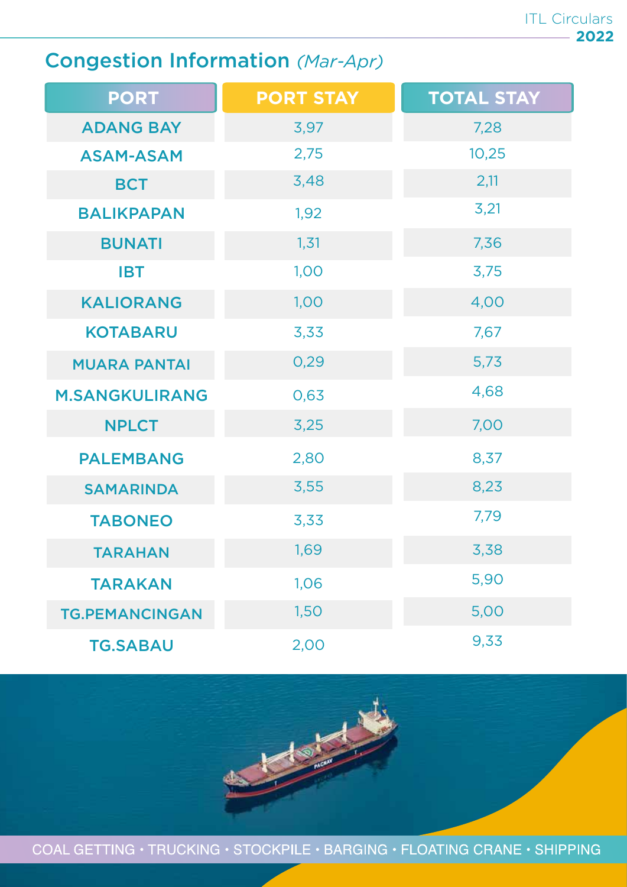## Congestion Information *(Mar-Apr)*

| PORT | PORT STAY | TOTAL STAY |
|---|---|---|
| ADANG BAY | 3,97 | 7,28 |
| ASAM-ASAM | 2,75 | 10,25 |
| BCT | 3,48 | 2,11 |
| BALIKPAPAN | 1,92 | 3,21 |
| BUNATI | 1,31 | 7,36 |
| IBT | 1,00 | 3,75 |
| KALIORANG | 1,00 | 4,00 |
| KOTABARU | 3,33 | 7,67 |
| MUARA PANTAI | 0,29 | 5,73 |
| M.SANGKULIRANG | 0,63 | 4,68 |
| NPLCT | 3,25 | 7,00 |
| PALEMBANG | 2,80 | 8,37 |
| SAMARINDA | 3,55 | 8,23 |
| TABONEO | 3,33 | 7,79 |
| TARAHAN | 1,69 | 3,38 |
| TARAKAN | 1,06 | 5,90 |
| TG.PEMANCINGAN | 1,50 | 5,00 |
| TG.SABAU | 2,00 | 9,33 |

COAL GETTING • TRUCKING • STOCKPILE • BARGING • FLOATING CRANE • SHIPPING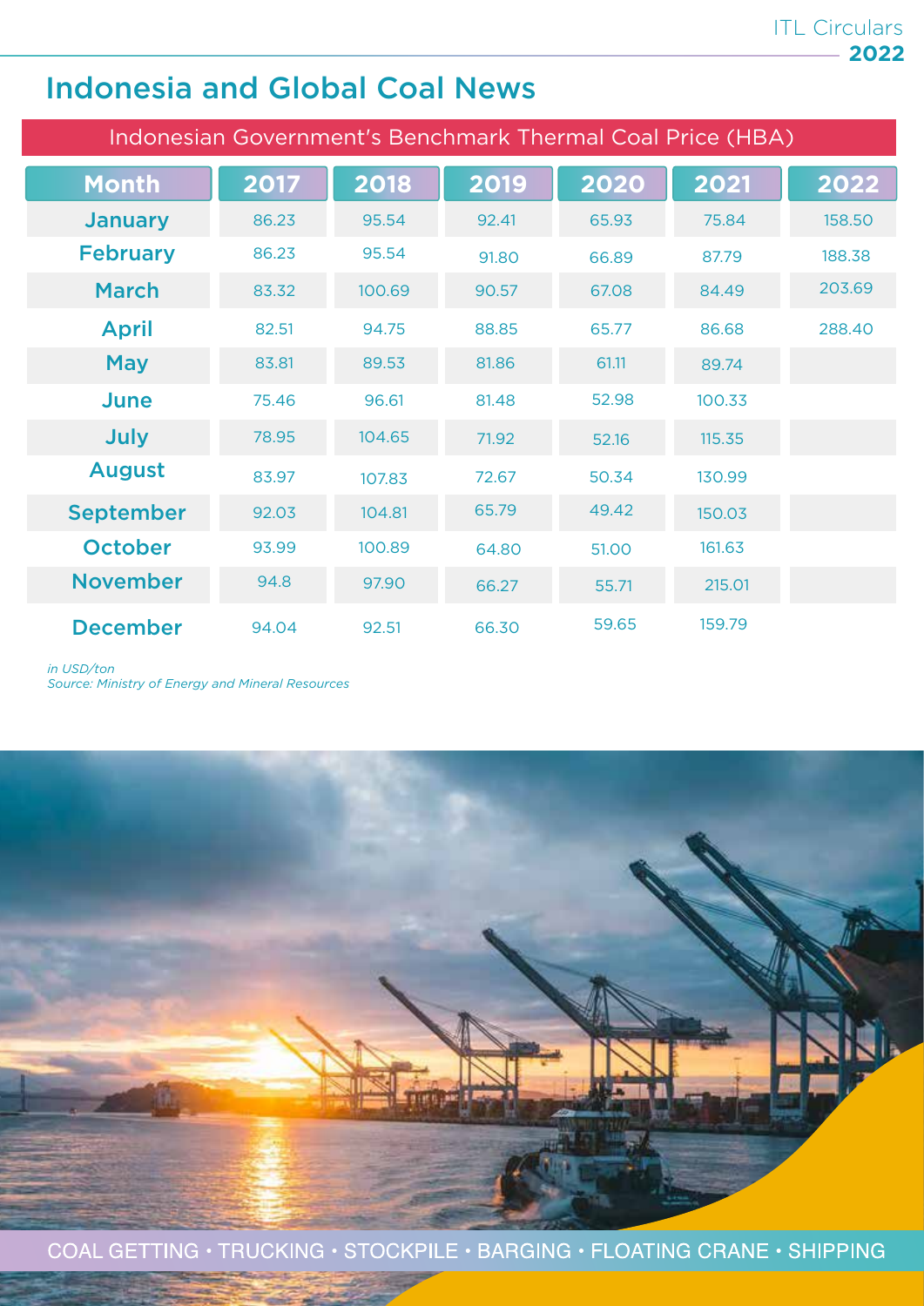## Indonesia and Global Coal News

| Indonesian Government's Benchmark Thermal Coal Price (HBA) | | | | | | |
|---|---|---|---|---|---|---|
| **Month** | **2017** | **2018** | **2019** | **2020** | **2021** | **2022** |
| **January** | 86.23 | 95.54 | 92.41 | 65.93 | 75.84 | 158.50 |
| **February** | 86.23 | 95.54 | 91.80 | 66.89 | 87.79 | 188.38 |
| **March** | 83.32 | 100.69 | 90.57 | 67.08 | 84.49 | 203.69 |
| **April** | 82.51 | 94.75 | 88.85 | 65.77 | 86.68 | 288.40 |
| **May** | 83.81 | 89.53 | 81.86 | 61.11 | 89.74 | |
| **June** | 75.46 | 96.61 | 81.48 | 52.98 | 100.33 | |
| **July** | 78.95 | 104.65 | 71.92 | 52.16 | 115.35 | |
| **August** | 83.97 | 107.83 | 72.67 | 50.34 | 130.99 | |
| **September** | 92.03 | 104.81 | 65.79 | 49.42 | 150.03 | |
| **October** | 93.99 | 100.89 | 64.80 | 51.00 | 161.63 | |
| **November** | 94.8 | 97.90 | 66.27 | 55.71 | 215.01 | |
| **December** | 94.04 | 92.51 | 66.30 | 59.65 | 159.79 | |

*in USD/ton*
*Source: Ministry of Energy and Mineral Resources*

COAL GETTING • TRUCKING • STOCKPILE • BARGING • FLOATING CRANE • SHIPPING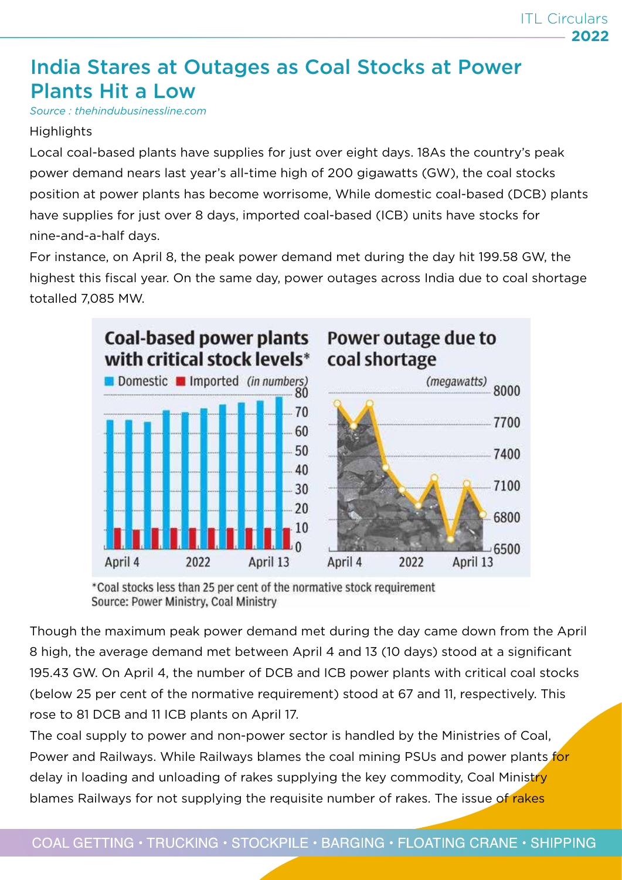## India Stares at Outages as Coal Stocks at Power Plants Hit a Low

*Source : thehindubusinessline.com*

Highlights

Local coal-based plants have supplies for just over eight days. 18As the country's peak power demand nears last year's all-time high of 200 gigawatts (GW), the coal stocks position at power plants has become worrisome, While domestic coal-based (DCB) plants have supplies for just over 8 days, imported coal-based (ICB) units have stocks for nine-and-a-half days.

For instance, on April 8, the peak power demand met during the day hit 199.58 GW, the highest this fiscal year. On the same day, power outages across India due to coal shortage totalled 7,085 MW.

**Coal-based power plants with critical stock levels*** — Domestic / Imported (in numbers), April 4 – April 13, 2022

**Power outage due to coal shortage** (megawatts), April 4 – April 13, 2022

*Coal stocks less than 25 per cent of the normative stock requirement
Source: Power Ministry, Coal Ministry

Though the maximum peak power demand met during the day came down from the April 8 high, the average demand met between April 4 and 13 (10 days) stood at a significant 195.43 GW. On April 4, the number of DCB and ICB power plants with critical coal stocks (below 25 per cent of the normative requirement) stood at 67 and 11, respectively. This rose to 81 DCB and 11 ICB plants on April 17.

The coal supply to power and non-power sector is handled by the Ministries of Coal, Power and Railways. While Railways blames the coal mining PSUs and power plants for delay in loading and unloading of rakes supplying the key commodity, Coal Ministry blames Railways for not supplying the requisite number of rakes. The issue of rakes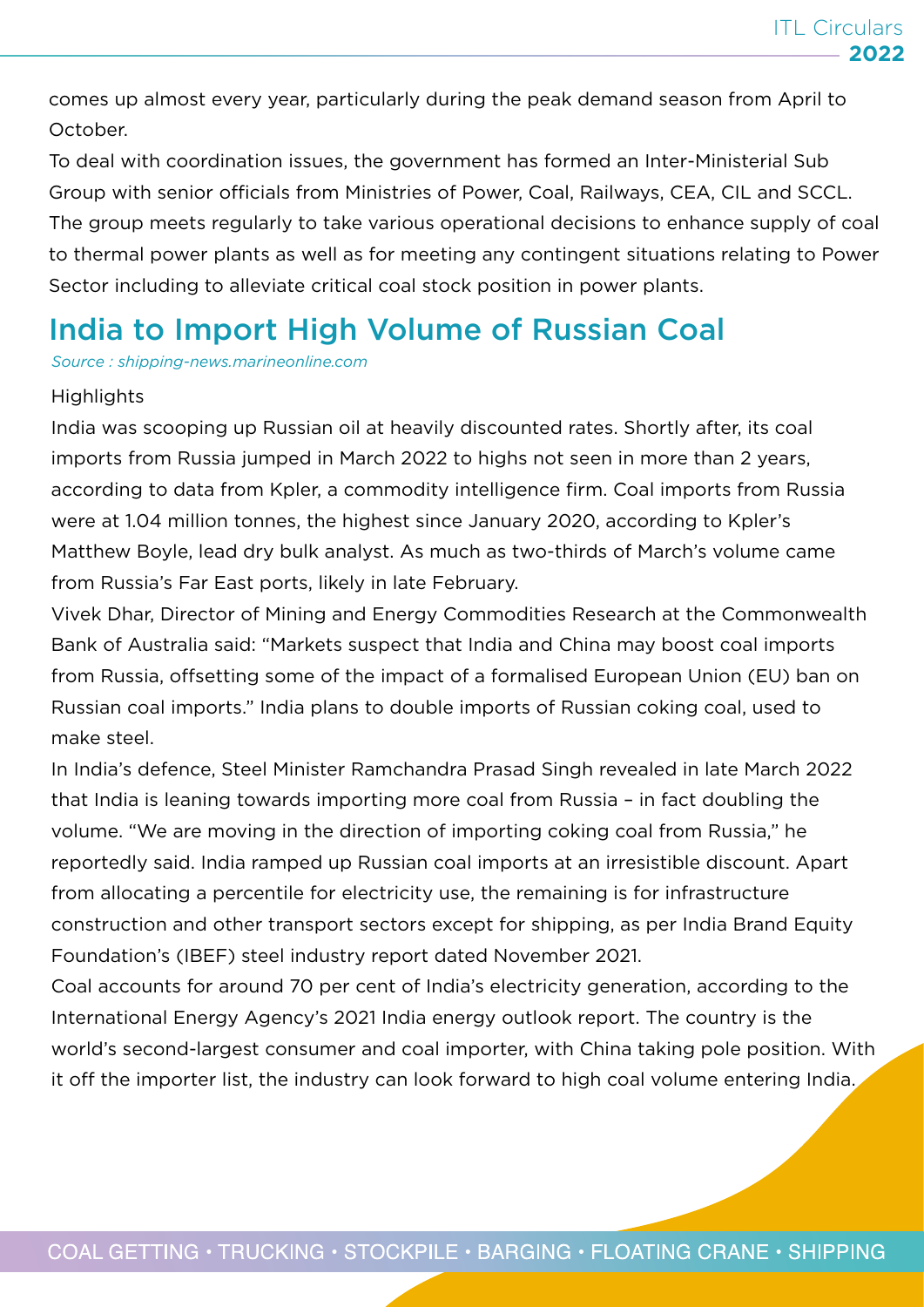comes up almost every year, particularly during the peak demand season from April to October.

To deal with coordination issues, the government has formed an Inter-Ministerial Sub Group with senior officials from Ministries of Power, Coal, Railways, CEA, CIL and SCCL. The group meets regularly to take various operational decisions to enhance supply of coal to thermal power plants as well as for meeting any contingent situations relating to Power Sector including to alleviate critical coal stock position in power plants.

## India to Import High Volume of Russian Coal

*Source : shipping-news.marineonline.com*

Highlights

India was scooping up Russian oil at heavily discounted rates. Shortly after, its coal imports from Russia jumped in March 2022 to highs not seen in more than 2 years, according to data from Kpler, a commodity intelligence firm. Coal imports from Russia were at 1.04 million tonnes, the highest since January 2020, according to Kpler's Matthew Boyle, lead dry bulk analyst. As much as two-thirds of March's volume came from Russia's Far East ports, likely in late February.

Vivek Dhar, Director of Mining and Energy Commodities Research at the Commonwealth Bank of Australia said: "Markets suspect that India and China may boost coal imports from Russia, offsetting some of the impact of a formalised European Union (EU) ban on Russian coal imports." India plans to double imports of Russian coking coal, used to make steel.

In India's defence, Steel Minister Ramchandra Prasad Singh revealed in late March 2022 that India is leaning towards importing more coal from Russia – in fact doubling the volume. "We are moving in the direction of importing coking coal from Russia," he reportedly said. India ramped up Russian coal imports at an irresistible discount. Apart from allocating a percentile for electricity use, the remaining is for infrastructure construction and other transport sectors except for shipping, as per India Brand Equity Foundation's (IBEF) steel industry report dated November 2021.

Coal accounts for around 70 per cent of India's electricity generation, according to the International Energy Agency's 2021 India energy outlook report. The country is the world's second-largest consumer and coal importer, with China taking pole position. With it off the importer list, the industry can look forward to high coal volume entering India.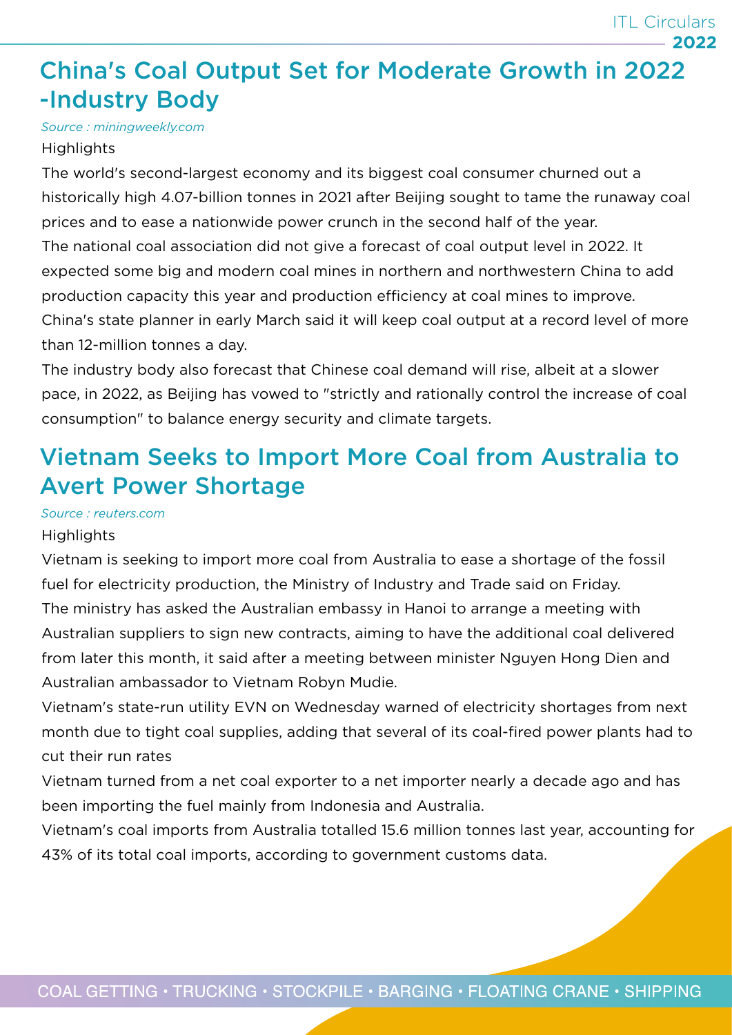## China's Coal Output Set for Moderate Growth in 2022 -Industry Body

*Source : miningweekly.com*

Highlights

The world's second-largest economy and its biggest coal consumer churned out a historically high 4.07-billion tonnes in 2021 after Beijing sought to tame the runaway coal prices and to ease a nationwide power crunch in the second half of the year.

The national coal association did not give a forecast of coal output level in 2022. It expected some big and modern coal mines in northern and northwestern China to add production capacity this year and production efficiency at coal mines to improve.

China's state planner in early March said it will keep coal output at a record level of more than 12-million tonnes a day.

The industry body also forecast that Chinese coal demand will rise, albeit at a slower pace, in 2022, as Beijing has vowed to "strictly and rationally control the increase of coal consumption" to balance energy security and climate targets.

## Vietnam Seeks to Import More Coal from Australia to Avert Power Shortage

*Source : reuters.com*

Highlights

Vietnam is seeking to import more coal from Australia to ease a shortage of the fossil fuel for electricity production, the Ministry of Industry and Trade said on Friday.

The ministry has asked the Australian embassy in Hanoi to arrange a meeting with Australian suppliers to sign new contracts, aiming to have the additional coal delivered from later this month, it said after a meeting between minister Nguyen Hong Dien and Australian ambassador to Vietnam Robyn Mudie.

Vietnam's state-run utility EVN on Wednesday warned of electricity shortages from next month due to tight coal supplies, adding that several of its coal-fired power plants had to cut their run rates

Vietnam turned from a net coal exporter to a net importer nearly a decade ago and has been importing the fuel mainly from Indonesia and Australia.

Vietnam's coal imports from Australia totalled 15.6 million tonnes last year, accounting for 43% of its total coal imports, according to government customs data.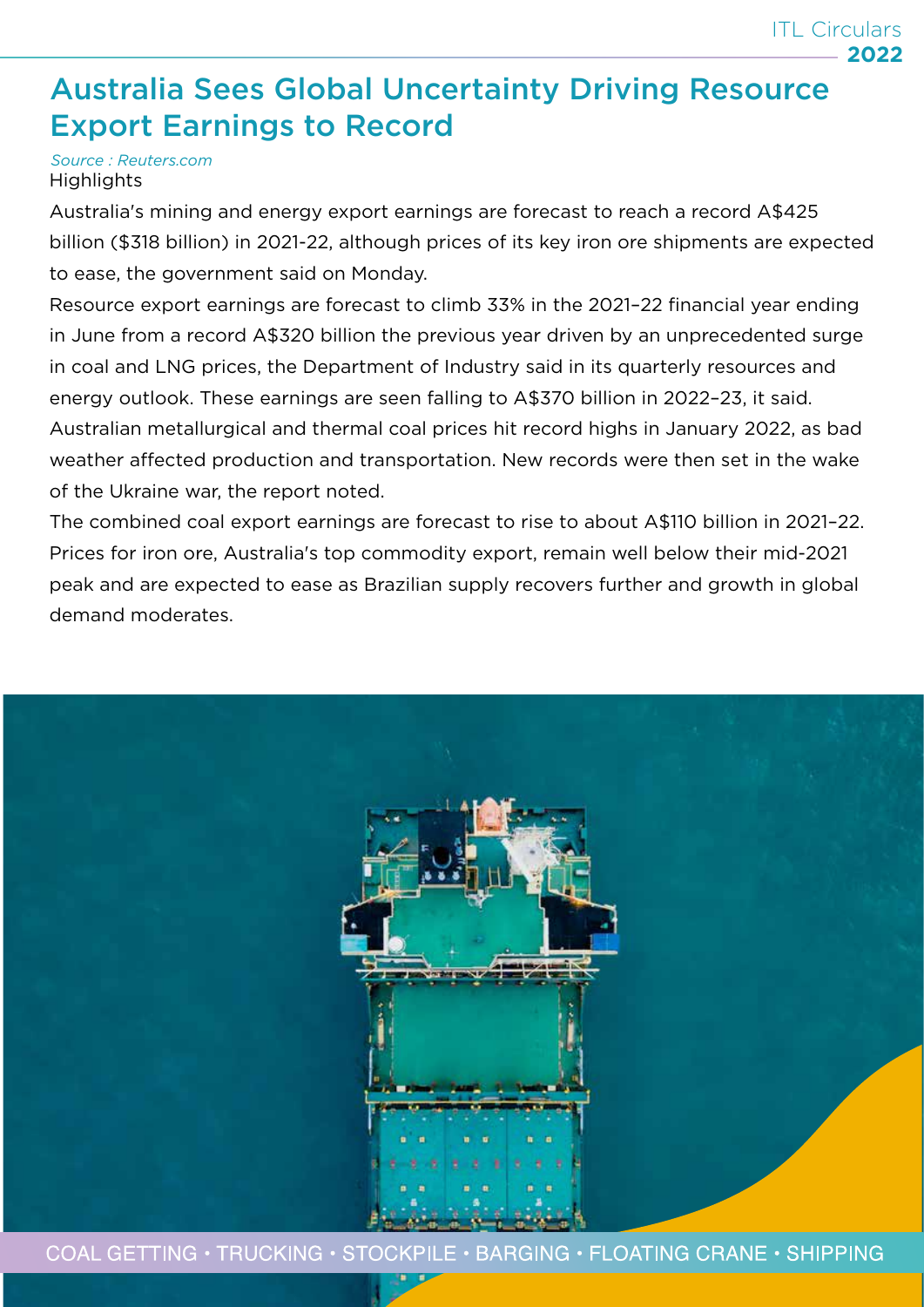# Australia Sees Global Uncertainty Driving Resource Export Earnings to Record

*Source : Reuters.com*

Highlights

Australia's mining and energy export earnings are forecast to reach a record A$425 billion ($318 billion) in 2021-22, although prices of its key iron ore shipments are expected to ease, the government said on Monday.

Resource export earnings are forecast to climb 33% in the 2021–22 financial year ending in June from a record A$320 billion the previous year driven by an unprecedented surge in coal and LNG prices, the Department of Industry said in its quarterly resources and energy outlook. These earnings are seen falling to A$370 billion in 2022–23, it said.

Australian metallurgical and thermal coal prices hit record highs in January 2022, as bad weather affected production and transportation. New records were then set in the wake of the Ukraine war, the report noted.

The combined coal export earnings are forecast to rise to about A$110 billion in 2021–22.

Prices for iron ore, Australia's top commodity export, remain well below their mid-2021 peak and are expected to ease as Brazilian supply recovers further and growth in global demand moderates.

COAL GETTING • TRUCKING • STOCKPILE • BARGING • FLOATING CRANE • SHIPPING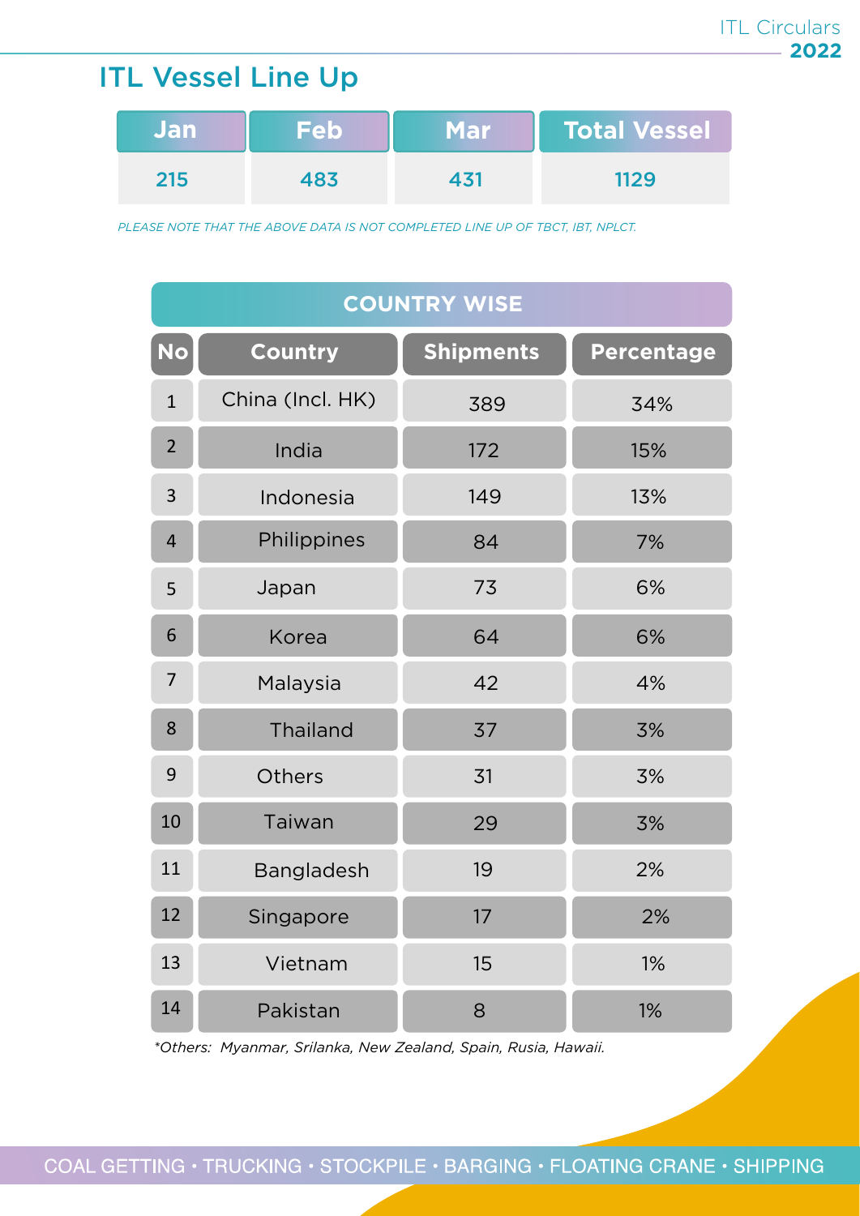## ITL Vessel Line Up

| Jan | Feb | Mar | Total Vessel |
|---|---|---|---|
| 215 | 483 | 431 | 1129 |

*PLEASE NOTE THAT THE ABOVE DATA IS NOT COMPLETED LINE UP OF TBCT, IBT, NPLCT.*

**COUNTRY WISE**

| No | Country | Shipments | Percentage |
|---|---|---|---|
| 1 | China (Incl. HK) | 389 | 34% |
| 2 | India | 172 | 15% |
| 3 | Indonesia | 149 | 13% |
| 4 | Philippines | 84 | 7% |
| 5 | Japan | 73 | 6% |
| 6 | Korea | 64 | 6% |
| 7 | Malaysia | 42 | 4% |
| 8 | Thailand | 37 | 3% |
| 9 | Others | 31 | 3% |
| 10 | Taiwan | 29 | 3% |
| 11 | Bangladesh | 19 | 2% |
| 12 | Singapore | 17 | 2% |
| 13 | Vietnam | 15 | 1% |
| 14 | Pakistan | 8 | 1% |

*\*Others: Myanmar, Srilanka, New Zealand, Spain, Rusia, Hawaii.*

COAL GETTING • TRUCKING • STOCKPILE • BARGING • FLOATING CRANE • SHIPPING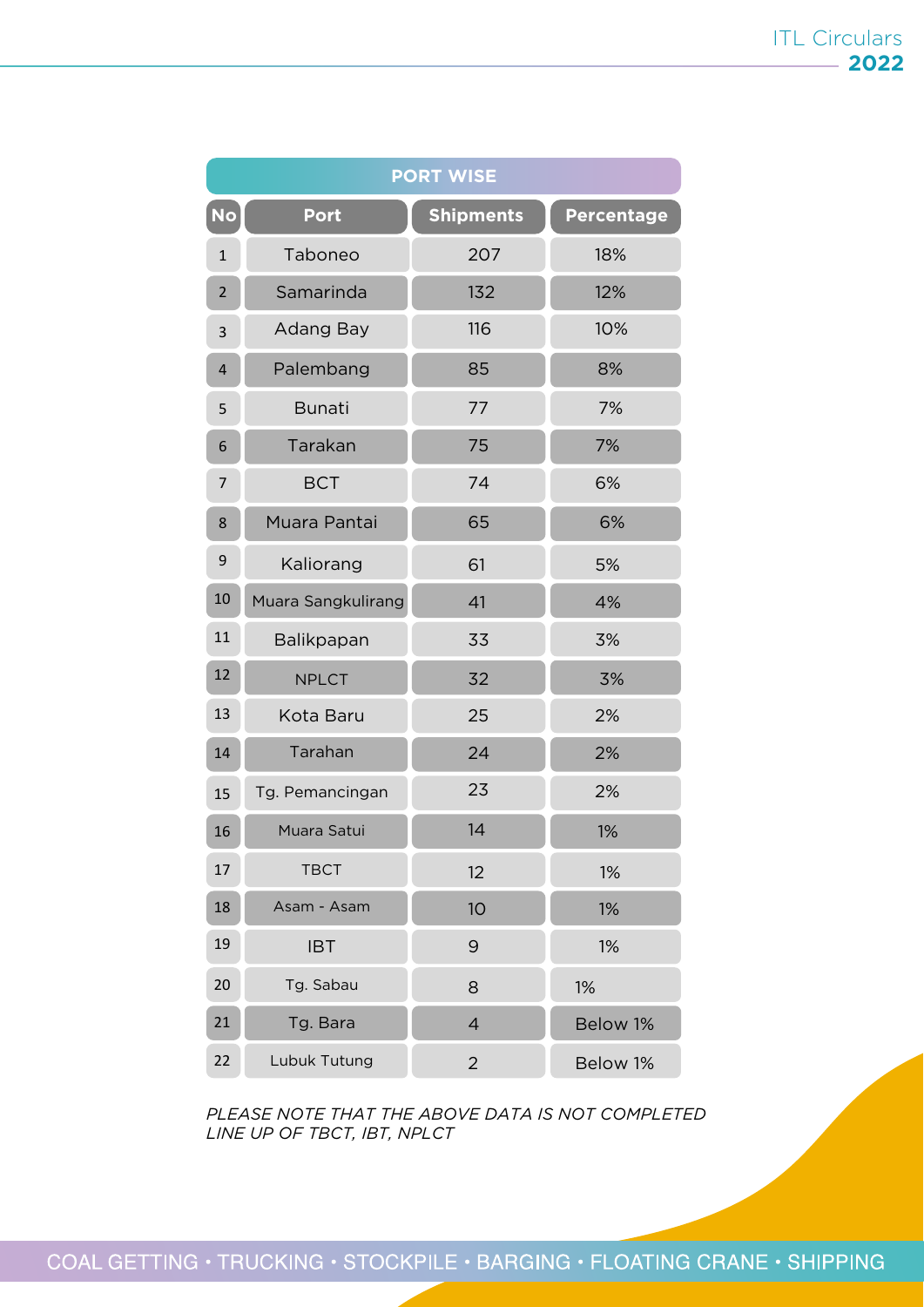## PORT WISE

| No | Port | Shipments | Percentage |
|---|---|---|---|
| 1 | Taboneo | 207 | 18% |
| 2 | Samarinda | 132 | 12% |
| 3 | Adang Bay | 116 | 10% |
| 4 | Palembang | 85 | 8% |
| 5 | Bunati | 77 | 7% |
| 6 | Tarakan | 75 | 7% |
| 7 | BCT | 74 | 6% |
| 8 | Muara Pantai | 65 | 6% |
| 9 | Kaliorang | 61 | 5% |
| 10 | Muara Sangkulirang | 41 | 4% |
| 11 | Balikpapan | 33 | 3% |
| 12 | NPLCT | 32 | 3% |
| 13 | Kota Baru | 25 | 2% |
| 14 | Tarahan | 24 | 2% |
| 15 | Tg. Pemancingan | 23 | 2% |
| 16 | Muara Satui | 14 | 1% |
| 17 | TBCT | 12 | 1% |
| 18 | Asam - Asam | 10 | 1% |
| 19 | IBT | 9 | 1% |
| 20 | Tg. Sabau | 8 | 1% |
| 21 | Tg. Bara | 4 | Below 1% |
| 22 | Lubuk Tutung | 2 | Below 1% |

*PLEASE NOTE THAT THE ABOVE DATA IS NOT COMPLETED LINE UP OF TBCT, IBT, NPLCT*

COAL GETTING • TRUCKING • STOCKPILE • BARGING • FLOATING CRANE • SHIPPING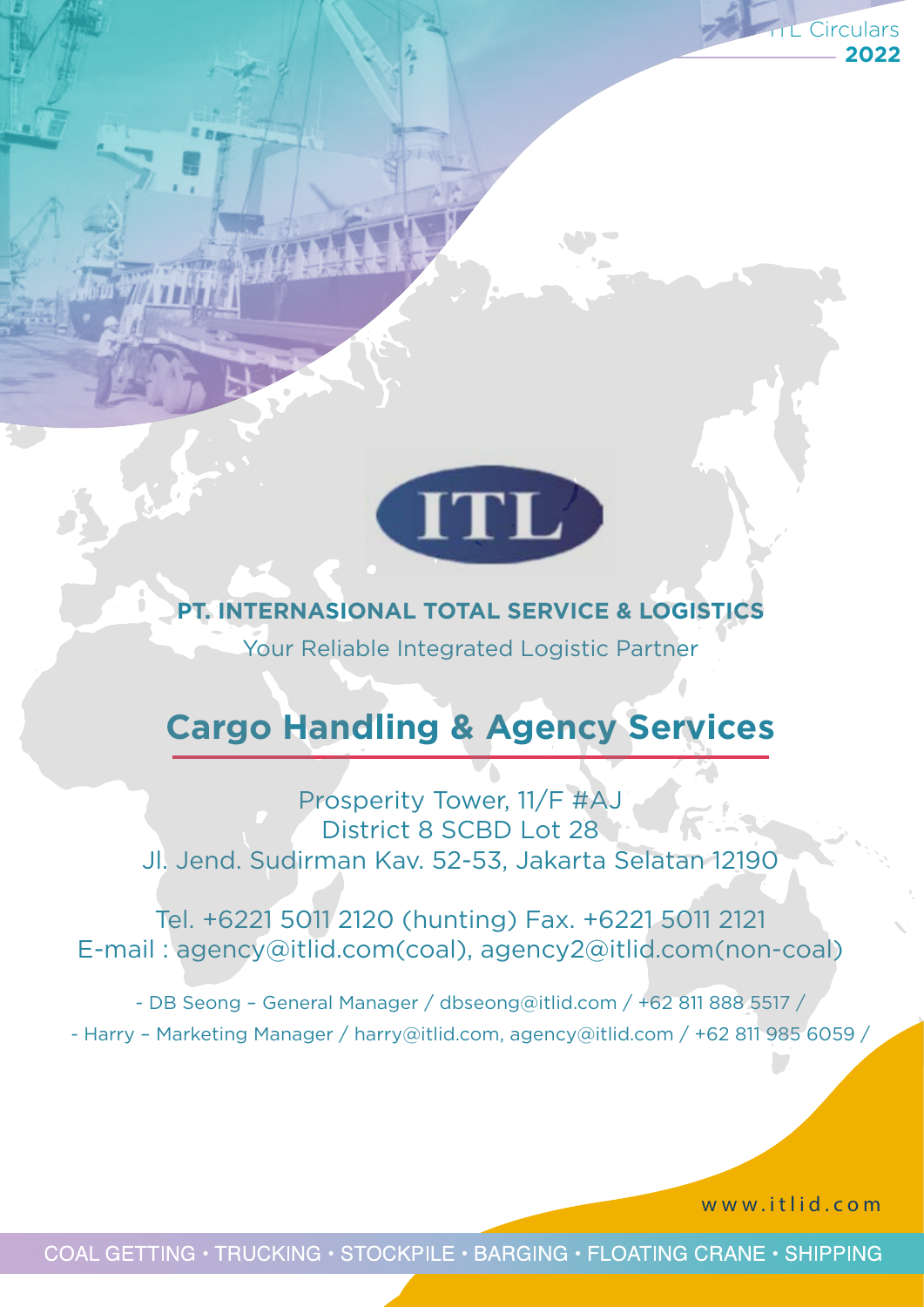ITL Circulars
**2022**

ITL

**PT. INTERNASIONAL TOTAL SERVICE & LOGISTICS**

Your Reliable Integrated Logistic Partner

# Cargo Handling & Agency Services

Prosperity Tower, 11/F #AJ
District 8 SCBD Lot 28
Jl. Jend. Sudirman Kav. 52-53, Jakarta Selatan 12190

Tel. +6221 5011 2120 (hunting) Fax. +6221 5011 2121
E-mail : agency@itlid.com(coal), agency2@itlid.com(non-coal)

- DB Seong – General Manager / dbseong@itlid.com / +62 811 888 5517 /
- Harry – Marketing Manager / harry@itlid.com, agency@itlid.com / +62 811 985 6059 /

www.itlid.com

COAL GETTING • TRUCKING • STOCKPILE • BARGING • FLOATING CRANE • SHIPPING